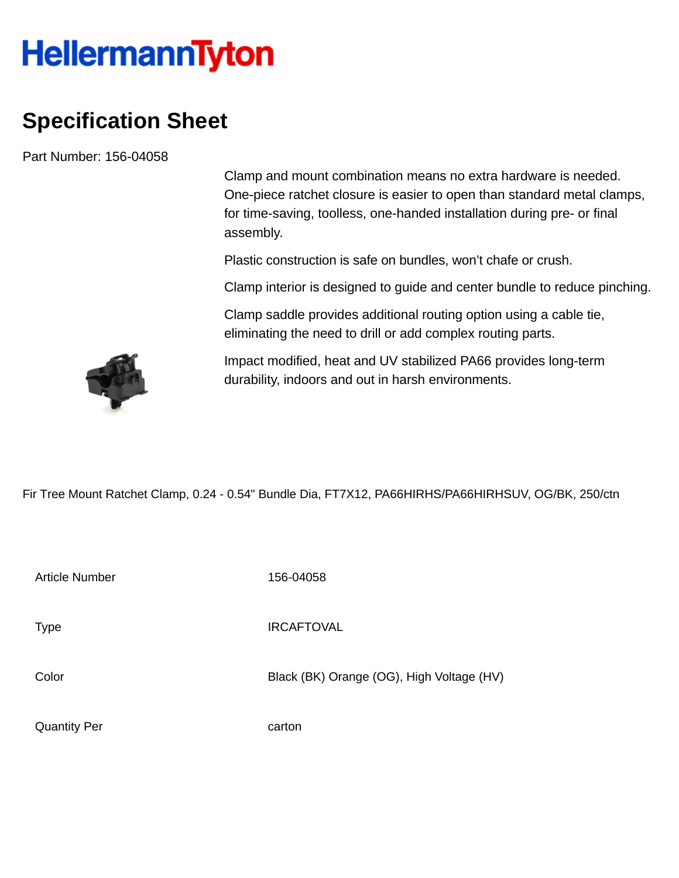# HellermannTyton

## Specification Sheet

Part Number: 156-04058

Clamp and mount combination means no extra hardware is needed. One-piece ratchet closure is easier to open than standard metal clamps, for time-saving, toolless, one-handed installation during pre- or final assembly.

Plastic construction is safe on bundles, won't chafe or crush.

Clamp interior is designed to guide and center bundle to reduce pinching.

Clamp saddle provides additional routing option using a cable tie, eliminating the need to drill or add complex routing parts.

Impact modified, heat and UV stabilized PA66 provides long-term durability, indoors and out in harsh environments.

Fir Tree Mount Ratchet Clamp, 0.24 - 0.54" Bundle Dia, FT7X12, PA66HIRHS/PA66HIRHSUV, OG/BK, 250/ctn

| | |
|---|---|
| Article Number | 156-04058 |
| Type | IRCAFTOVAL |
| Color | Black (BK) Orange (OG), High Voltage (HV) |
| Quantity Per | carton |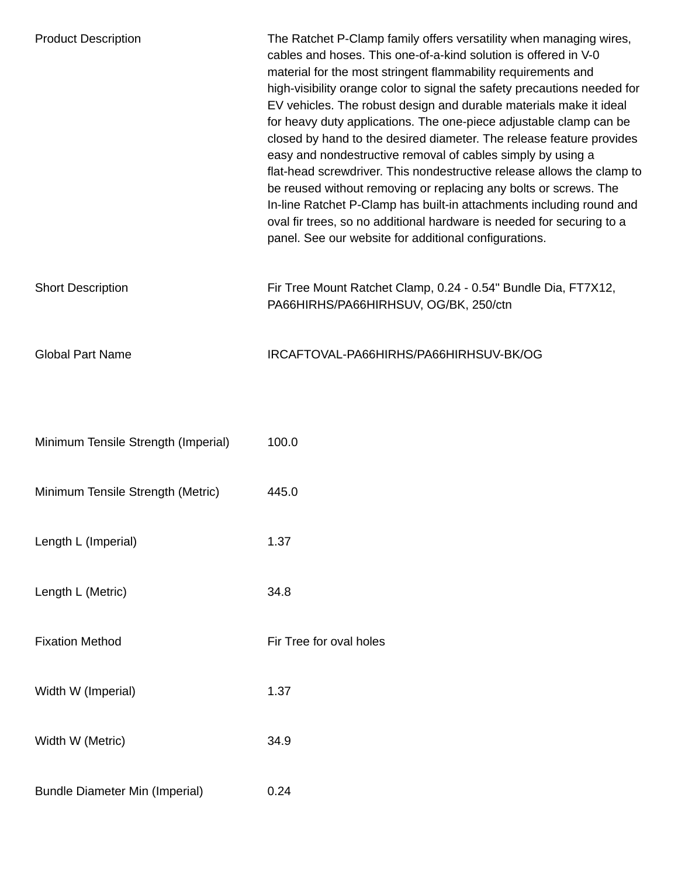| | |
|---|---|
| Product Description | The Ratchet P-Clamp family offers versatility when managing wires, cables and hoses. This one-of-a-kind solution is offered in V-0 material for the most stringent flammability requirements and high-visibility orange color to signal the safety precautions needed for EV vehicles. The robust design and durable materials make it ideal for heavy duty applications. The one-piece adjustable clamp can be closed by hand to the desired diameter. The release feature provides easy and nondestructive removal of cables simply by using a flat-head screwdriver. This nondestructive release allows the clamp to be reused without removing or replacing any bolts or screws. The In-line Ratchet P-Clamp has built-in attachments including round and oval fir trees, so no additional hardware is needed for securing to a panel. See our website for additional configurations. |
| Short Description | Fir Tree Mount Ratchet Clamp, 0.24 - 0.54" Bundle Dia, FT7X12, PA66HIRHS/PA66HIRHSUV, OG/BK, 250/ctn |
| Global Part Name | IRCAFTOVAL-PA66HIRHS/PA66HIRHSUV-BK/OG |
| Minimum Tensile Strength (Imperial) | 100.0 |
| Minimum Tensile Strength (Metric) | 445.0 |
| Length L (Imperial) | 1.37 |
| Length L (Metric) | 34.8 |
| Fixation Method | Fir Tree for oval holes |
| Width W (Imperial) | 1.37 |
| Width W (Metric) | 34.9 |
| Bundle Diameter Min (Imperial) | 0.24 |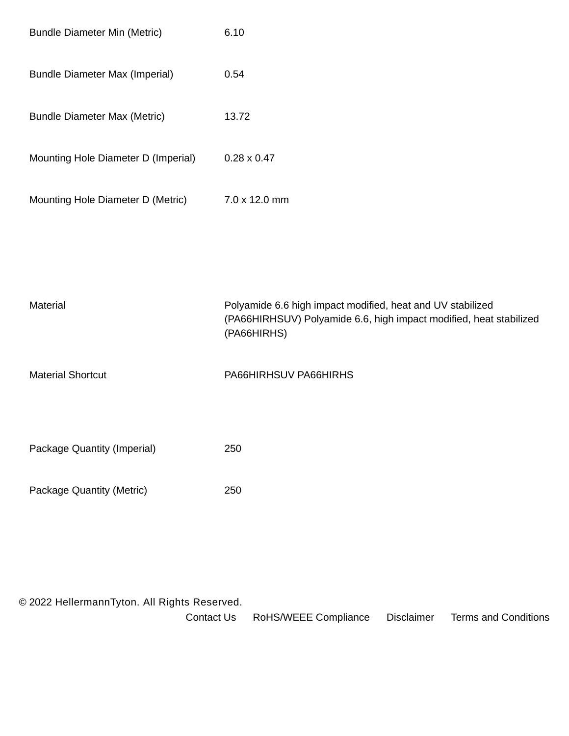| | |
|---|---|
| Bundle Diameter Min (Metric) | 6.10 |
| Bundle Diameter Max (Imperial) | 0.54 |
| Bundle Diameter Max (Metric) | 13.72 |
| Mounting Hole Diameter D (Imperial) | 0.28 x 0.47 |
| Mounting Hole Diameter D (Metric) | 7.0 x 12.0 mm |

| | |
|---|---|
| Material | Polyamide 6.6 high impact modified, heat and UV stabilized (PA66HIRHSUV) Polyamide 6.6, high impact modified, heat stabilized (PA66HIRHS) |
| Material Shortcut | PA66HIRHSUV PA66HIRHS |

| | |
|---|---|
| Package Quantity (Imperial) | 250 |
| Package Quantity (Metric) | 250 |

© 2022 HellermannTyton. All Rights Reserved.

Contact Us RoHS/WEEE Compliance Disclaimer Terms and Conditions